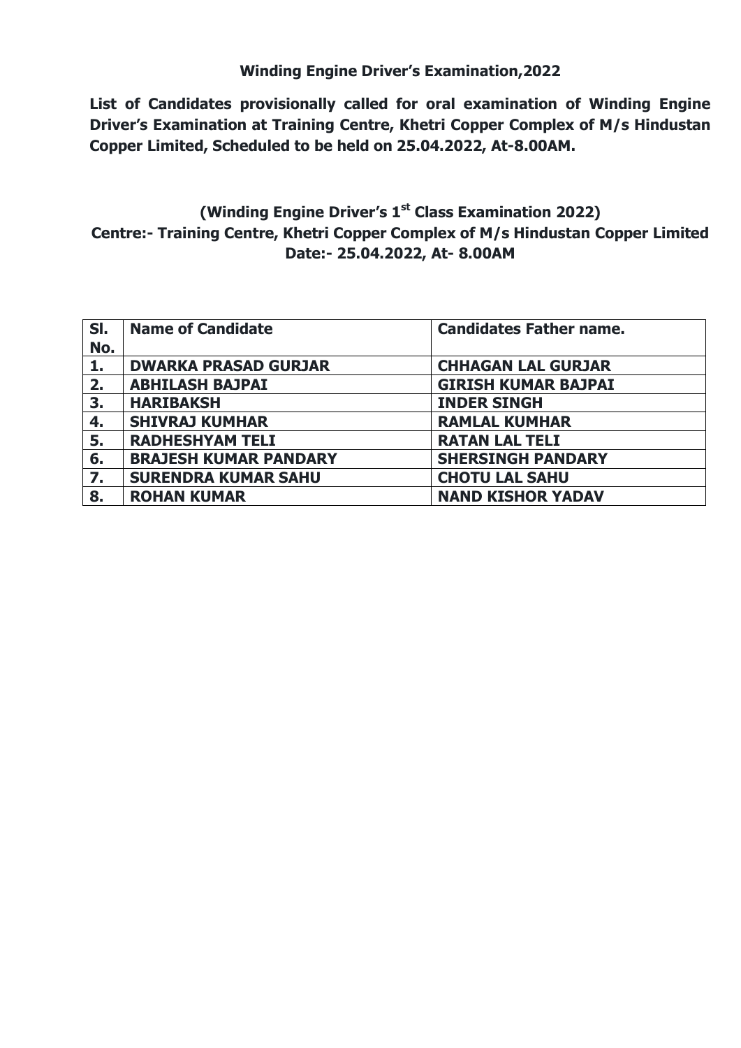**Winding Engine Driver's Examination,2022**

**List of Candidates provisionally called for oral examination of Winding Engine Driver's Examination at Training Centre, Khetri Copper Complex of M/s Hindustan Copper Limited, Scheduled to be held on 25.04.2022, At-8.00AM.**

**(Winding Engine Driver's 1st Class Examination 2022)**
**Centre:- Training Centre, Khetri Copper Complex of M/s Hindustan Copper Limited**
**Date:- 25.04.2022, At- 8.00AM**

| Sl. No. | Name of Candidate | Candidates Father name. |
|---|---|---|
| 1. | DWARKA PRASAD GURJAR | CHHAGAN LAL GURJAR |
| 2. | ABHILASH BAJPAI | GIRISH KUMAR BAJPAI |
| 3. | HARIBAKSH | INDER SINGH |
| 4. | SHIVRAJ KUMHAR | RAMLAL KUMHAR |
| 5. | RADHESHYAM TELI | RATAN LAL TELI |
| 6. | BRAJESH KUMAR PANDARY | SHERSINGH PANDARY |
| 7. | SURENDRA KUMAR SAHU | CHOTU LAL SAHU |
| 8. | ROHAN KUMAR | NAND KISHOR YADAV |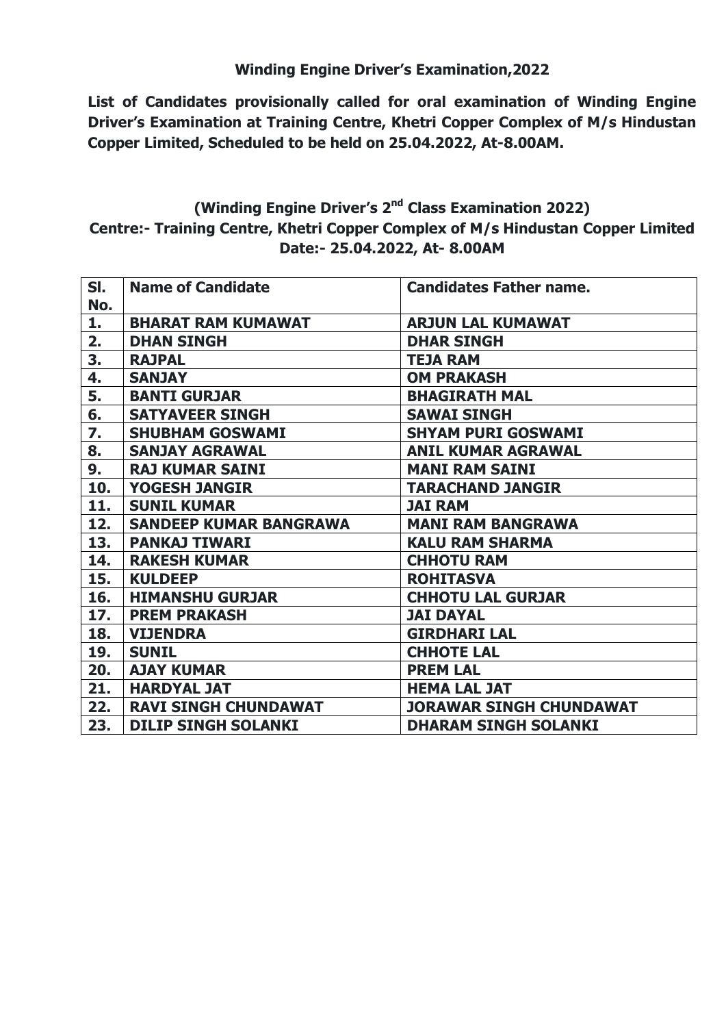**Winding Engine Driver's Examination,2022**

**List of Candidates provisionally called for oral examination of Winding Engine Driver's Examination at Training Centre, Khetri Copper Complex of M/s Hindustan Copper Limited, Scheduled to be held on 25.04.2022, At-8.00AM.**

**(Winding Engine Driver's 2nd Class Examination 2022)**
**Centre:- Training Centre, Khetri Copper Complex of M/s Hindustan Copper Limited**
**Date:- 25.04.2022, At- 8.00AM**

| Sl. No. | Name of Candidate | Candidates Father name. |
|---|---|---|
| 1. | BHARAT RAM KUMAWAT | ARJUN LAL KUMAWAT |
| 2. | DHAN SINGH | DHAR SINGH |
| 3. | RAJPAL | TEJA RAM |
| 4. | SANJAY | OM PRAKASH |
| 5. | BANTI GURJAR | BHAGIRATH MAL |
| 6. | SATYAVEER SINGH | SAWAI SINGH |
| 7. | SHUBHAM GOSWAMI | SHYAM PURI GOSWAMI |
| 8. | SANJAY AGRAWAL | ANIL KUMAR AGRAWAL |
| 9. | RAJ KUMAR SAINI | MANI RAM SAINI |
| 10. | YOGESH JANGIR | TARACHAND JANGIR |
| 11. | SUNIL KUMAR | JAI RAM |
| 12. | SANDEEP KUMAR BANGRAWA | MANI RAM BANGRAWA |
| 13. | PANKAJ TIWARI | KALU RAM SHARMA |
| 14. | RAKESH KUMAR | CHHOTU RAM |
| 15. | KULDEEP | ROHITASVA |
| 16. | HIMANSHU GURJAR | CHHOTU LAL GURJAR |
| 17. | PREM PRAKASH | JAI DAYAL |
| 18. | VIJENDRA | GIRDHARI LAL |
| 19. | SUNIL | CHHOTE LAL |
| 20. | AJAY KUMAR | PREM LAL |
| 21. | HARDYAL JAT | HEMA LAL JAT |
| 22. | RAVI SINGH CHUNDAWAT | JORAWAR SINGH CHUNDAWAT |
| 23. | DILIP SINGH SOLANKI | DHARAM SINGH SOLANKI |